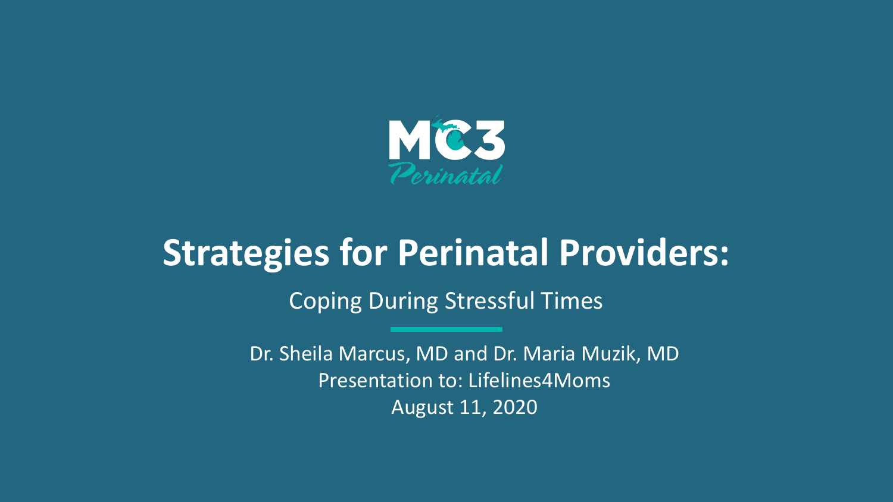MC3 Perinatal

# Strategies for Perinatal Providers:

## Coping During Stressful Times

Dr. Sheila Marcus, MD and Dr. Maria Muzik, MD

Presentation to: Lifelines4Moms

August 11, 2020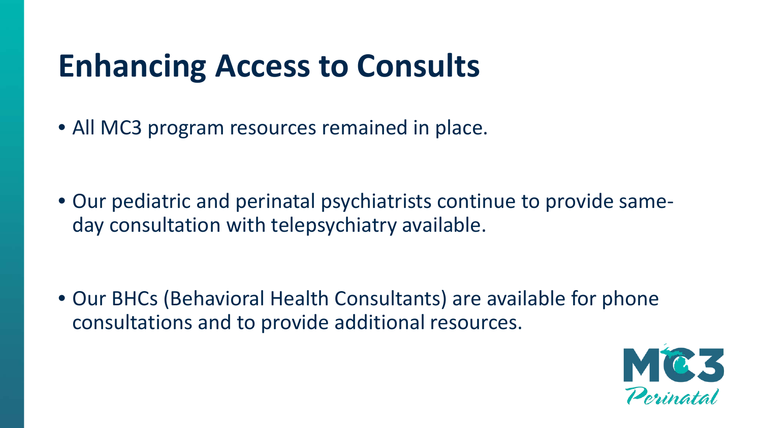# Enhancing Access to Consults

- All MC3 program resources remained in place.
- Our pediatric and perinatal psychiatrists continue to provide same-day consultation with telepsychiatry available.
- Our BHCs (Behavioral Health Consultants) are available for phone consultations and to provide additional resources.

MC3 Perinatal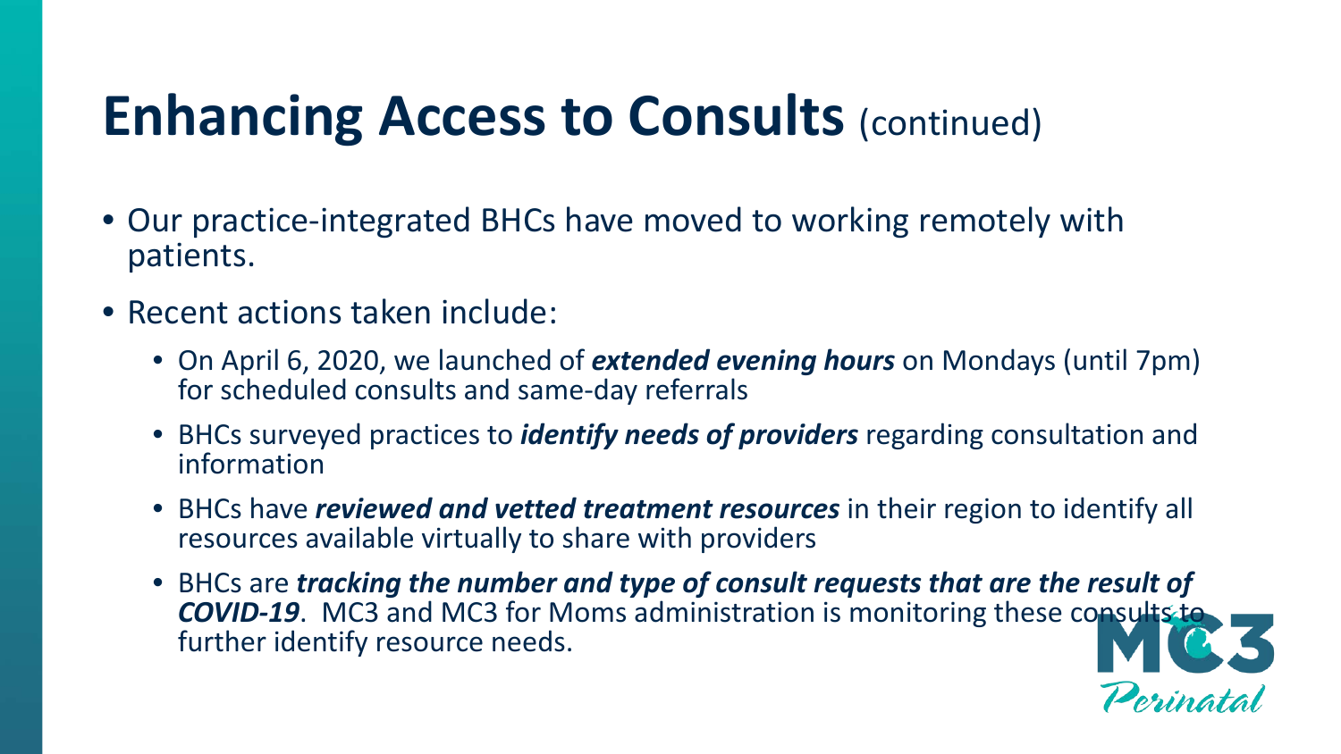# Enhancing Access to Consults (continued)

- Our practice-integrated BHCs have moved to working remotely with patients.
- Recent actions taken include:
  - On April 6, 2020, we launched of ***extended evening hours*** on Mondays (until 7pm) for scheduled consults and same-day referrals
  - BHCs surveyed practices to ***identify needs of providers*** regarding consultation and information
  - BHCs have ***reviewed and vetted treatment resources*** in their region to identify all resources available virtually to share with providers
  - BHCs are ***tracking the number and type of consult requests that are the result of COVID-19***. MC3 and MC3 for Moms administration is monitoring these consults to further identify resource needs.

MC3 Perinatal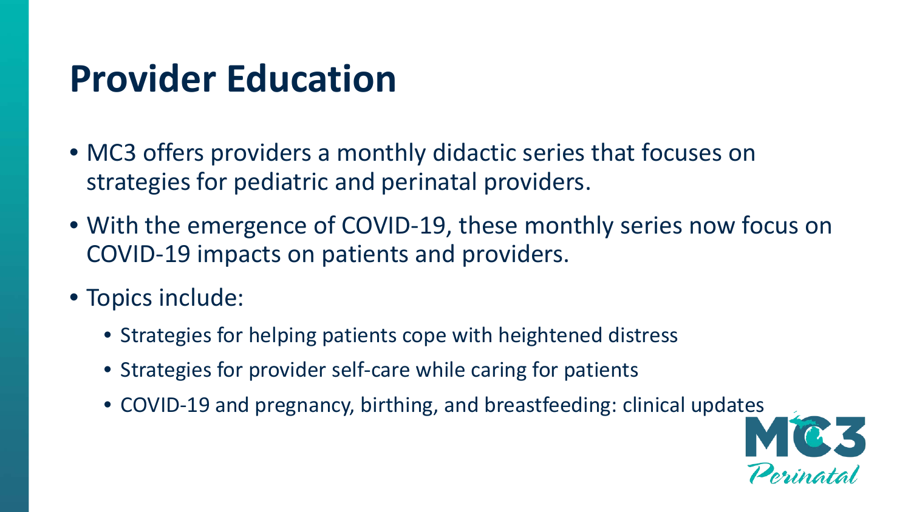# Provider Education

- MC3 offers providers a monthly didactic series that focuses on strategies for pediatric and perinatal providers.
- With the emergence of COVID-19, these monthly series now focus on COVID-19 impacts on patients and providers.
- Topics include:
  - Strategies for helping patients cope with heightened distress
  - Strategies for provider self-care while caring for patients
  - COVID-19 and pregnancy, birthing, and breastfeeding: clinical updates

MC3 Perinatal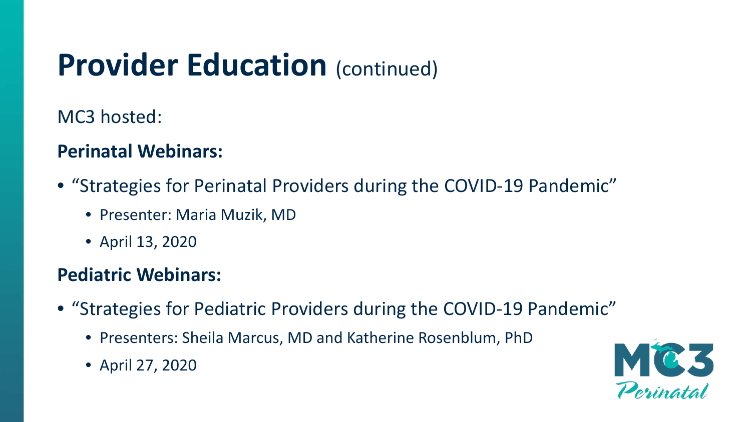# Provider Education (continued)

MC3 hosted:

**Perinatal Webinars:**

- “Strategies for Perinatal Providers during the COVID-19 Pandemic”
  - Presenter: Maria Muzik, MD
  - April 13, 2020

**Pediatric Webinars:**

- “Strategies for Pediatric Providers during the COVID-19 Pandemic”
  - Presenters: Sheila Marcus, MD and Katherine Rosenblum, PhD
  - April 27, 2020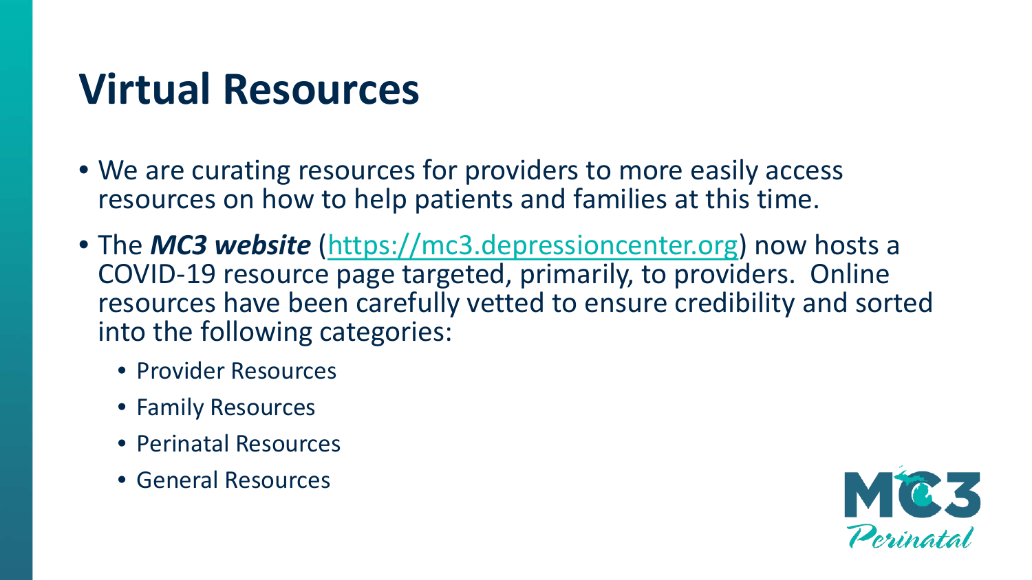# Virtual Resources

- We are curating resources for providers to more easily access resources on how to help patients and families at this time.
- The ***MC3 website*** (https://mc3.depressioncenter.org) now hosts a COVID-19 resource page targeted, primarily, to providers. Online resources have been carefully vetted to ensure credibility and sorted into the following categories:
  - Provider Resources
  - Family Resources
  - Perinatal Resources
  - General Resources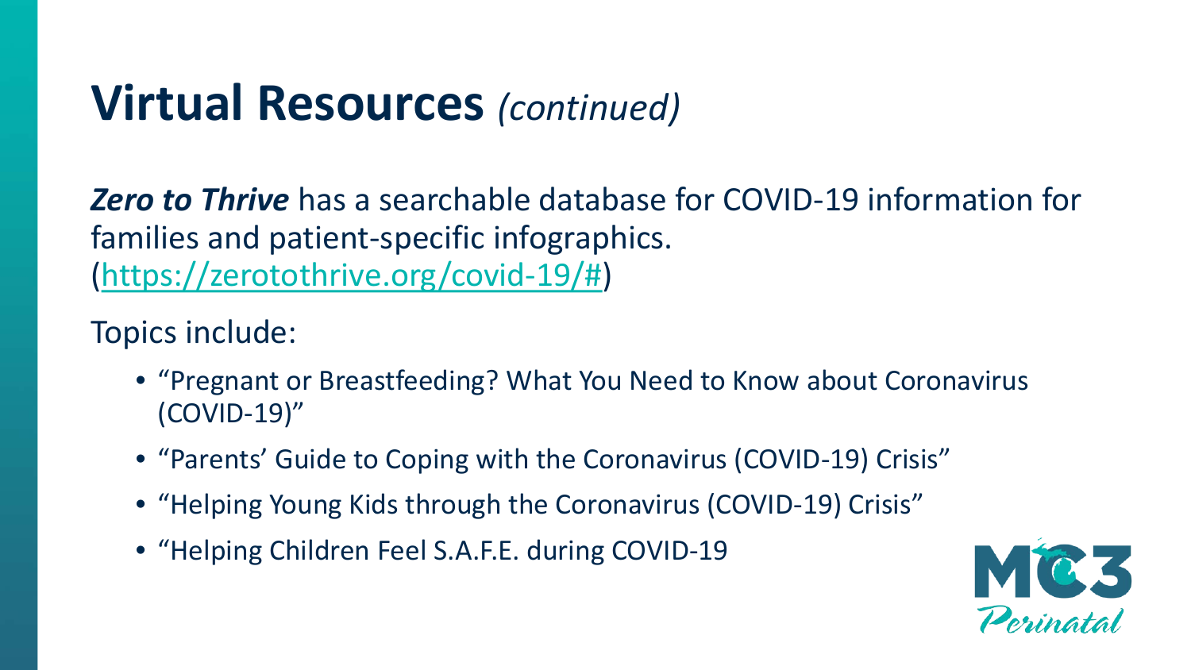# Virtual Resources *(continued)*

***Zero to Thrive*** has a searchable database for COVID-19 information for families and patient-specific infographics. (https://zerotothrive.org/covid-19/#)

Topics include:

- "Pregnant or Breastfeeding? What You Need to Know about Coronavirus (COVID-19)"
- "Parents' Guide to Coping with the Coronavirus (COVID-19) Crisis"
- "Helping Young Kids through the Coronavirus (COVID-19) Crisis"
- "Helping Children Feel S.A.F.E. during COVID-19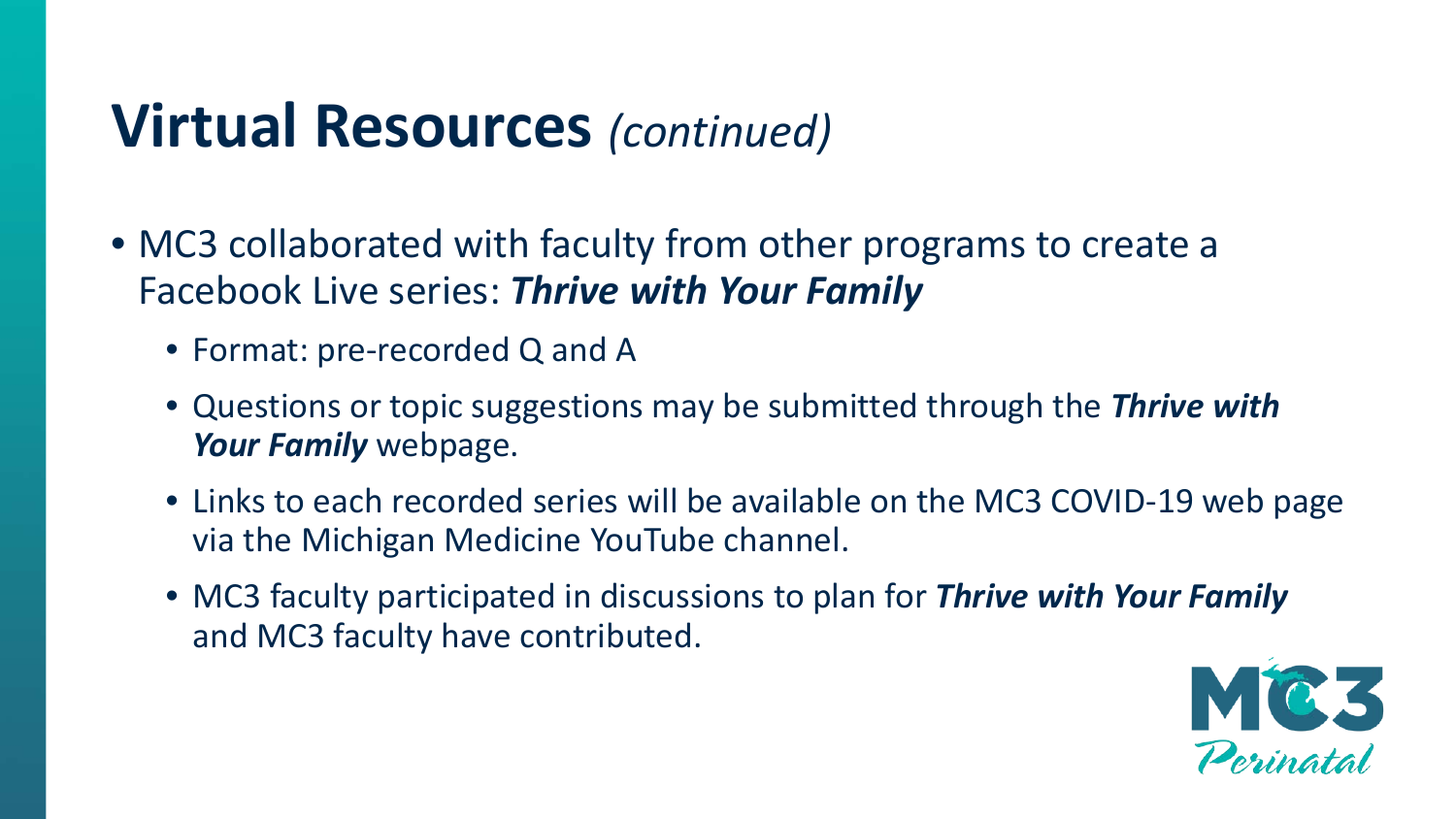# Virtual Resources *(continued)*

- MC3 collaborated with faculty from other programs to create a Facebook Live series: ***Thrive with Your Family***
  - Format: pre-recorded Q and A
  - Questions or topic suggestions may be submitted through the ***Thrive with Your Family*** webpage.
  - Links to each recorded series will be available on the MC3 COVID-19 web page via the Michigan Medicine YouTube channel.
  - MC3 faculty participated in discussions to plan for ***Thrive with Your Family*** and MC3 faculty have contributed.

MC3 Perinatal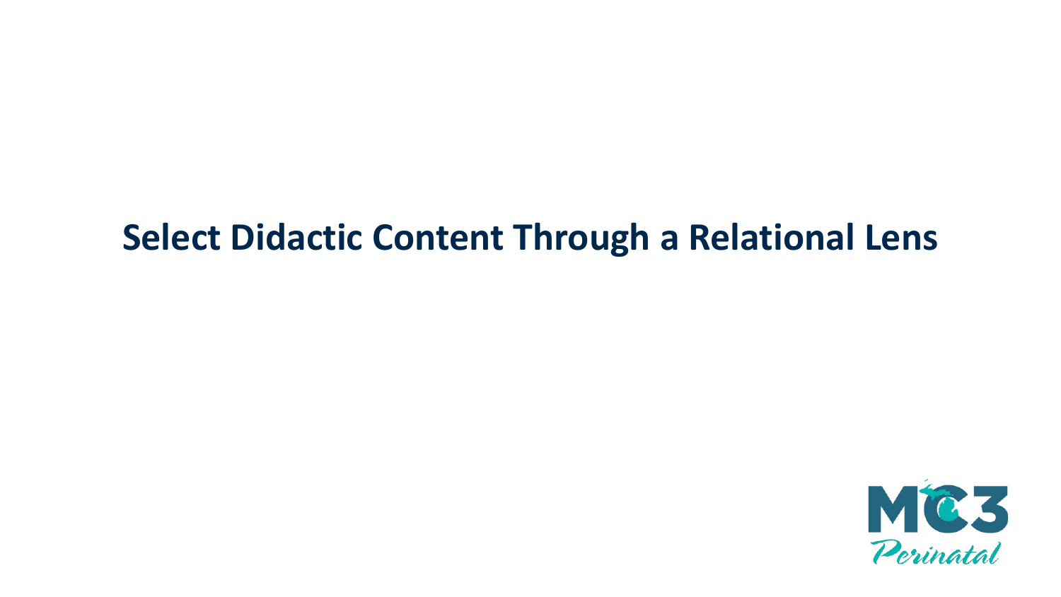# Select Didactic Content Through a Relational Lens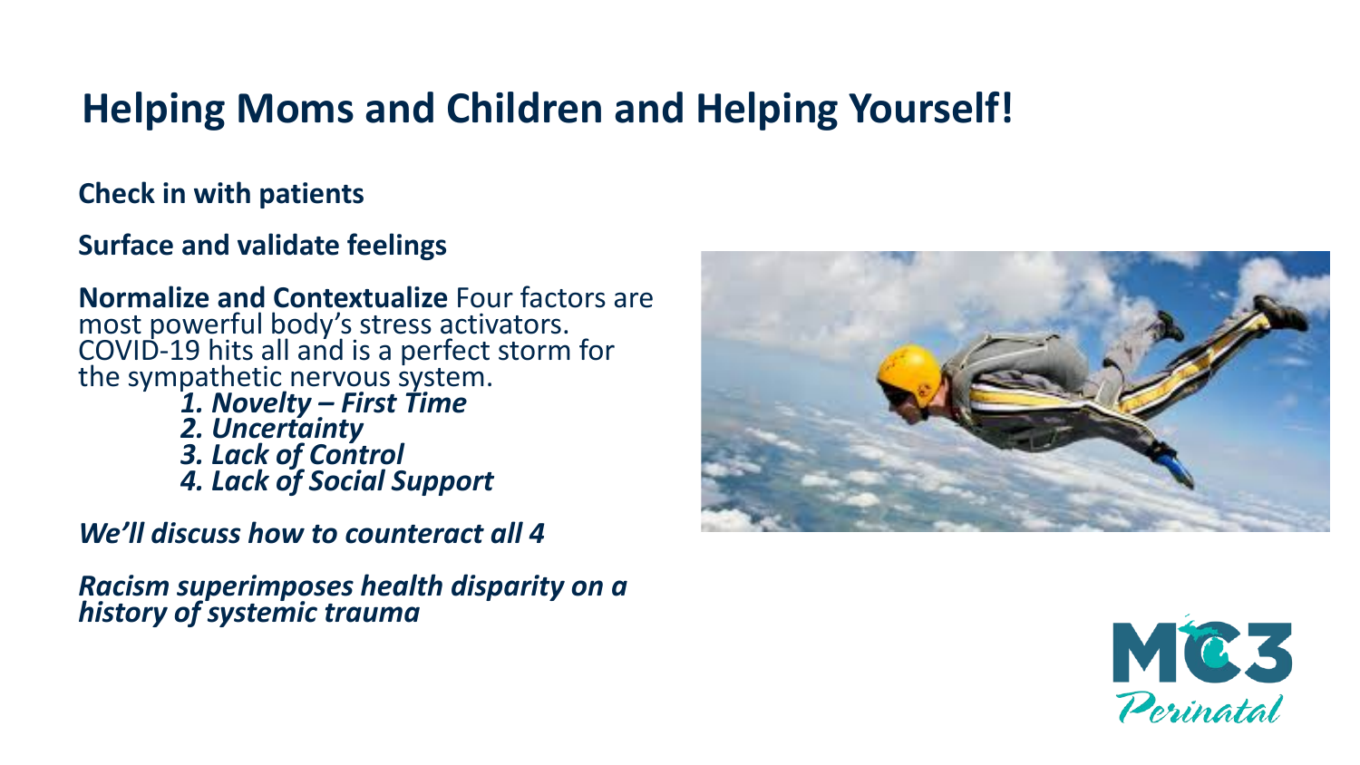# Helping Moms and Children and Helping Yourself!

**Check in with patients**

**Surface and validate feelings**

**Normalize and Contextualize** Four factors are most powerful body's stress activators. COVID-19 hits all and is a perfect storm for the sympathetic nervous system.

1. ***Novelty – First Time***
2. ***Uncertainty***
3. ***Lack of Control***
4. ***Lack of Social Support***

***We'll discuss how to counteract all 4***

***Racism superimposes health disparity on a history of systemic trauma***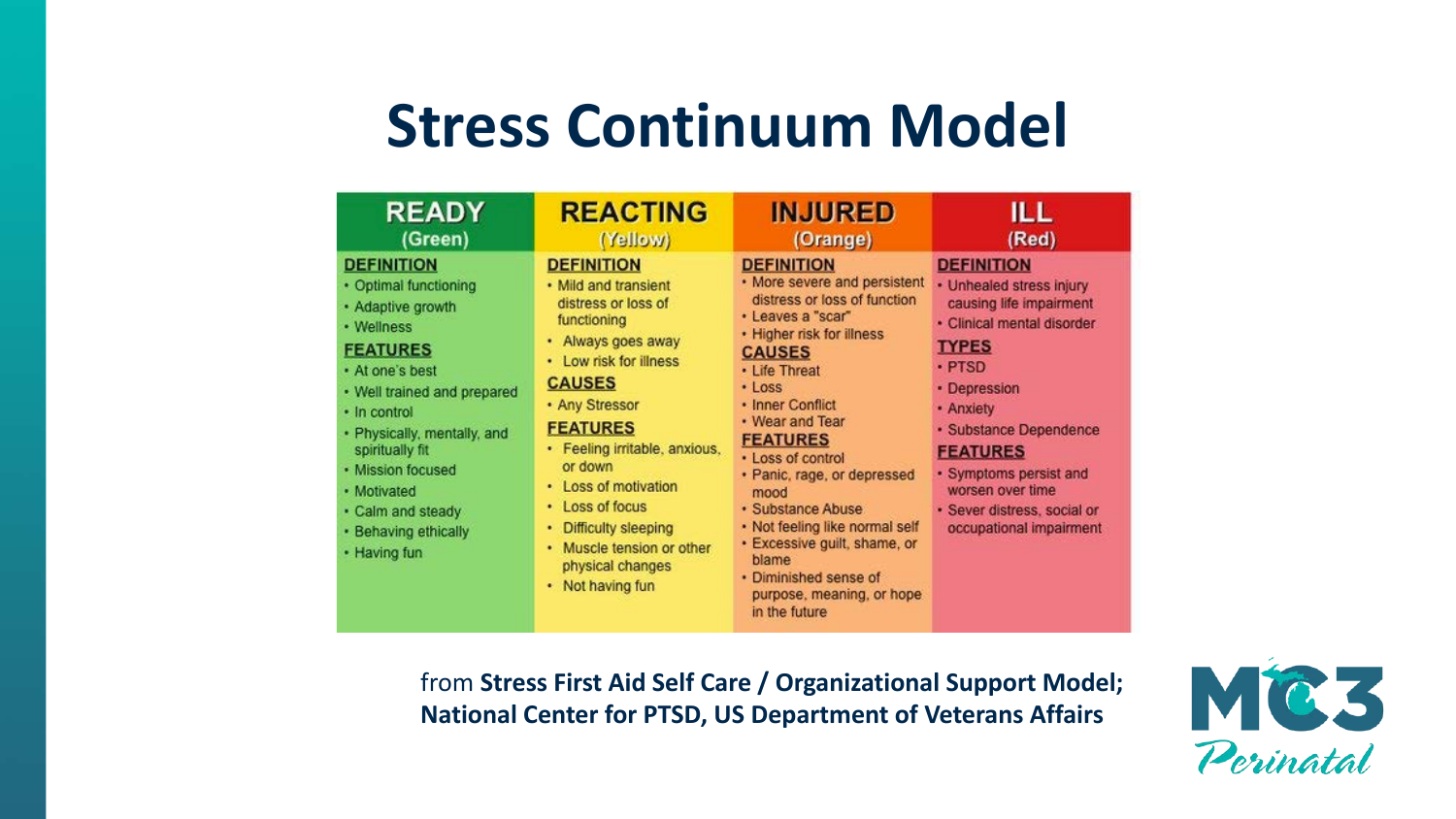# Stress Continuum Model

| READY (Green) | REACTING (Yellow) | INJURED (Orange) | ILL (Red) |
| --- | --- | --- | --- |
| **DEFINITION**<br>• Optimal functioning<br>• Adaptive growth<br>• Wellness<br>**FEATURES**<br>• At one's best<br>• Well trained and prepared<br>• In control<br>• Physically, mentally, and spiritually fit<br>• Mission focused<br>• Motivated<br>• Calm and steady<br>• Behaving ethically<br>• Having fun | **DEFINITION**<br>• Mild and transient distress or loss of functioning<br>• Always goes away<br>• Low risk for illness<br>**CAUSES**<br>• Any Stressor<br>**FEATURES**<br>• Feeling irritable, anxious, or down<br>• Loss of motivation<br>• Loss of focus<br>• Difficulty sleeping<br>• Muscle tension or other physical changes<br>• Not having fun | **DEFINITION**<br>• More severe and persistent distress or loss of function<br>• Leaves a "scar"<br>• Higher risk for illness<br>**CAUSES**<br>• Life Threat<br>• Loss<br>• Inner Conflict<br>• Wear and Tear<br>**FEATURES**<br>• Loss of control<br>• Panic, rage, or depressed mood<br>• Substance Abuse<br>• Not feeling like normal self<br>• Excessive guilt, shame, or blame<br>• Diminished sense of purpose, meaning, or hope in the future | **DEFINITION**<br>• Unhealed stress injury causing life impairment<br>• Clinical mental disorder<br>**TYPES**<br>• PTSD<br>• Depression<br>• Anxiety<br>• Substance Dependence<br>**FEATURES**<br>• Symptoms persist and worsen over time<br>• Sever distress, social or occupational impairment |

from **Stress First Aid Self Care / Organizational Support Model; National Center for PTSD, US Department of Veterans Affairs**

MC3 Perinatal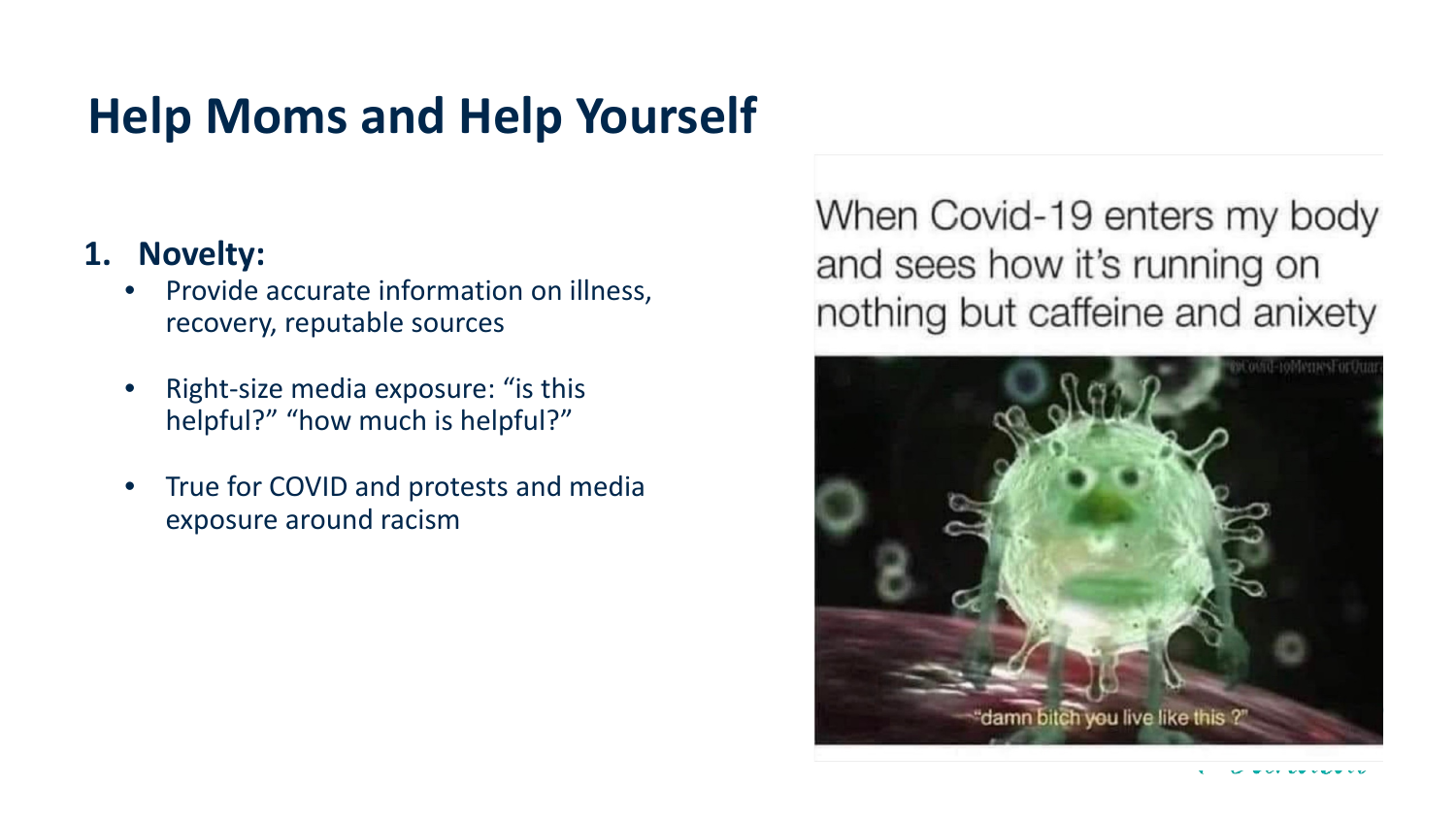# Help Moms and Help Yourself

1. **Novelty:**
   - Provide accurate information on illness, recovery, reputable sources
   - Right-size media exposure: "is this helpful?" "how much is helpful?"
   - True for COVID and protests and media exposure around racism

When Covid-19 enters my body and sees how it's running on nothing but caffeine and anixety

"damn bitch you live like this ?"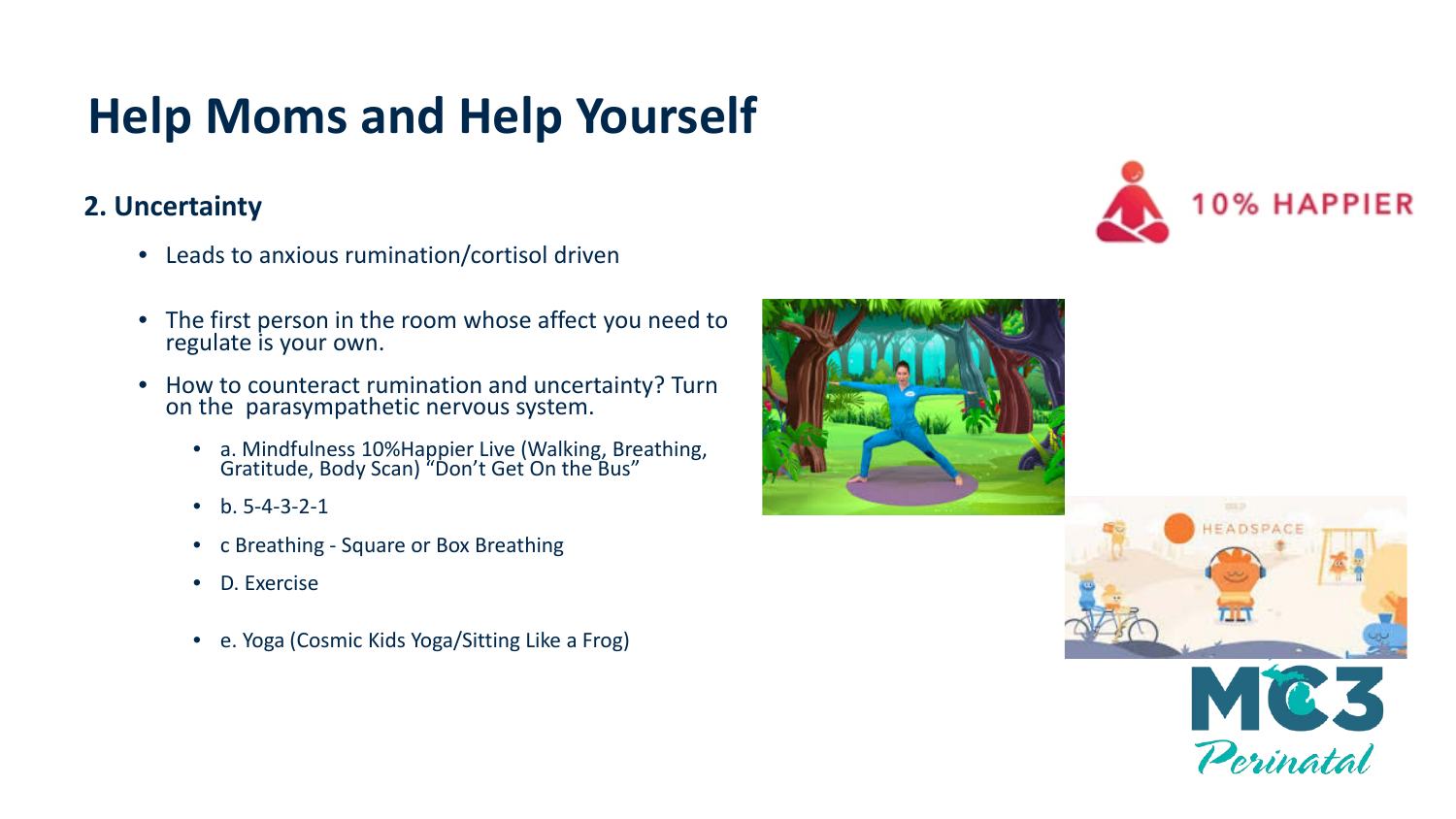# Help Moms and Help Yourself

### 2. Uncertainty

- Leads to anxious rumination/cortisol driven
- The first person in the room whose affect you need to regulate is your own.
- How to counteract rumination and uncertainty? Turn on the parasympathetic nervous system.
  - a. Mindfulness 10%Happier Live (Walking, Breathing, Gratitude, Body Scan) "Don't Get On the Bus"
  - b. 5-4-3-2-1
  - c Breathing - Square or Box Breathing
  - D. Exercise
  - e. Yoga (Cosmic Kids Yoga/Sitting Like a Frog)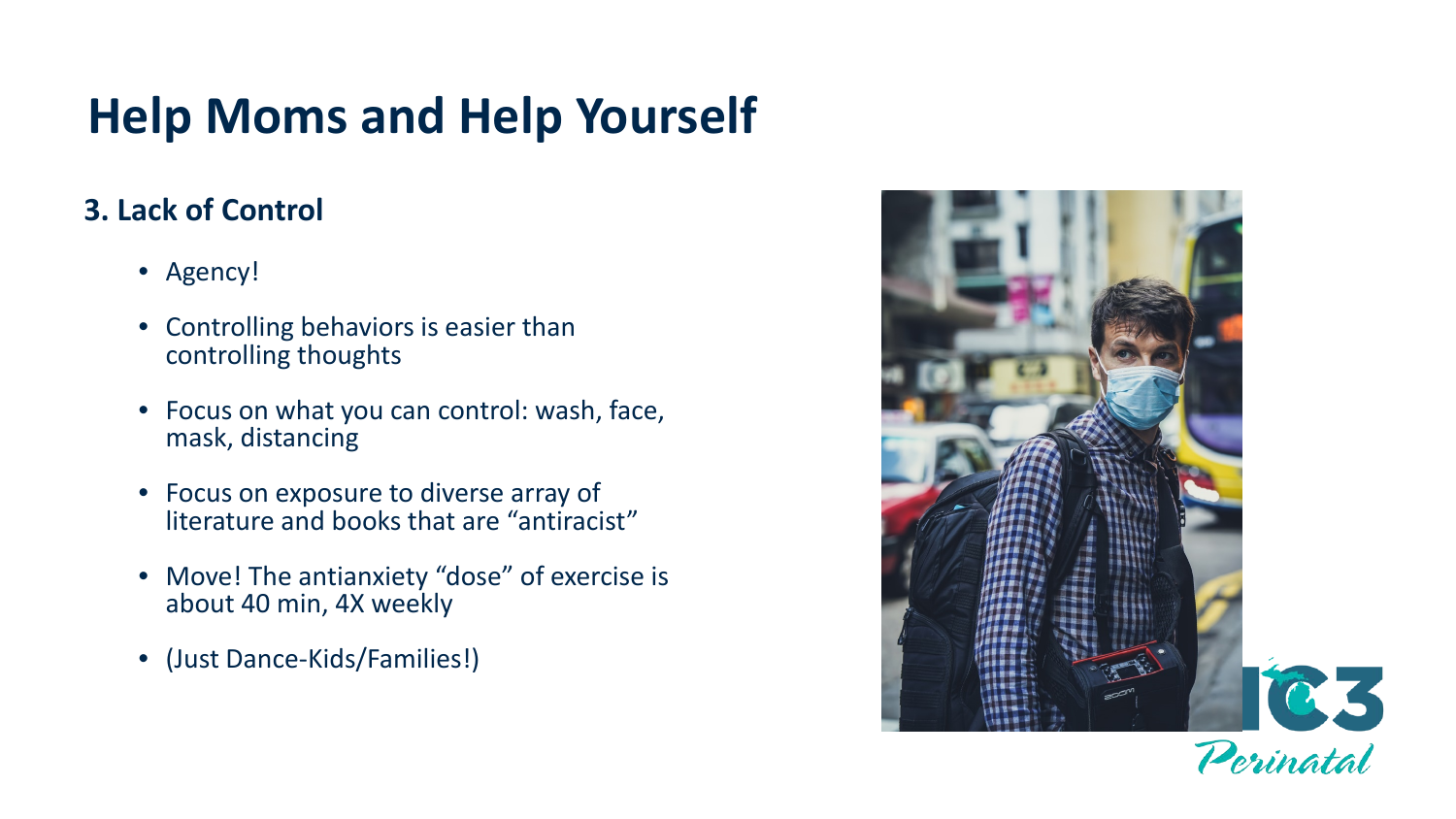# Help Moms and Help Yourself

### 3. Lack of Control

- Agency!
- Controlling behaviors is easier than controlling thoughts
- Focus on what you can control: wash, face, mask, distancing
- Focus on exposure to diverse array of literature and books that are "antiracist"
- Move! The antianxiety "dose" of exercise is about 40 min, 4X weekly
- (Just Dance-Kids/Families!)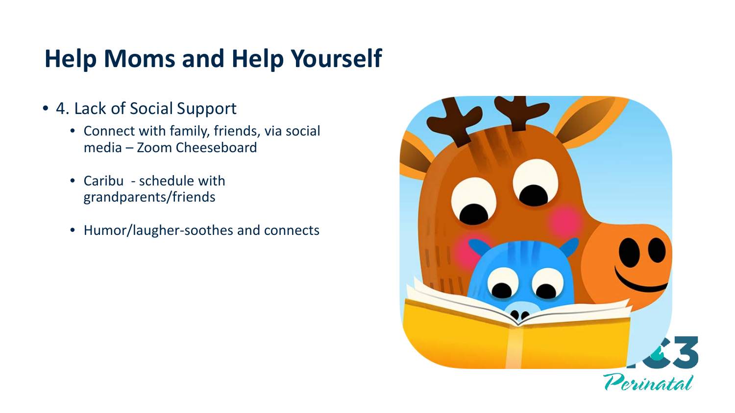# Help Moms and Help Yourself

- 4. Lack of Social Support
  - Connect with family, friends, via social media – Zoom Cheeseboard
  - Caribu - schedule with grandparents/friends
  - Humor/laugher-soothes and connects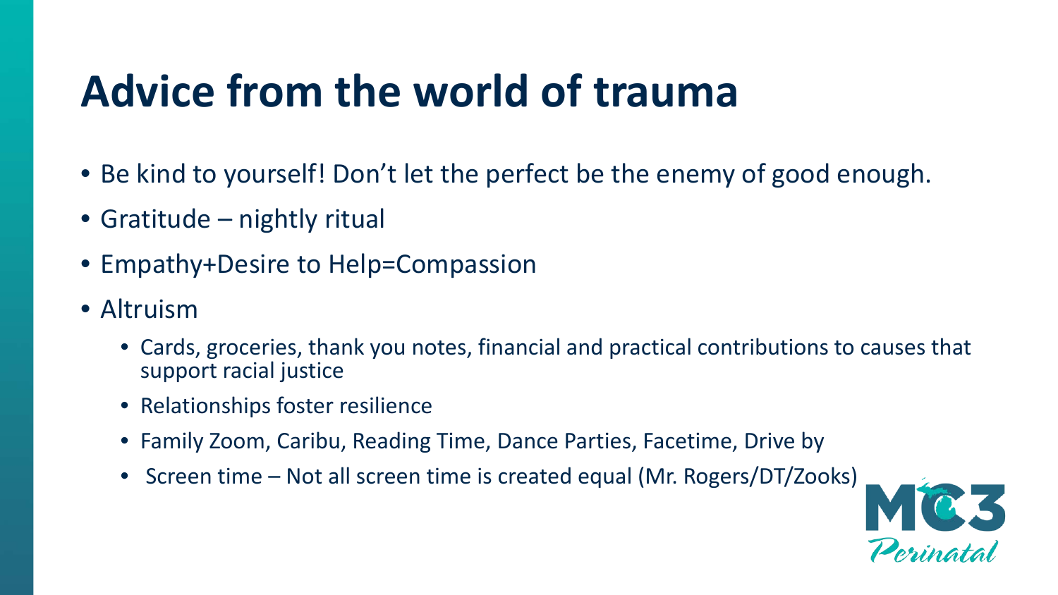# Advice from the world of trauma

- Be kind to yourself! Don't let the perfect be the enemy of good enough.
- Gratitude – nightly ritual
- Empathy+Desire to Help=Compassion
- Altruism
  - Cards, groceries, thank you notes, financial and practical contributions to causes that support racial justice
  - Relationships foster resilience
  - Family Zoom, Caribu, Reading Time, Dance Parties, Facetime, Drive by
  - Screen time – Not all screen time is created equal (Mr. Rogers/DT/Zooks)

MC3 Perinatal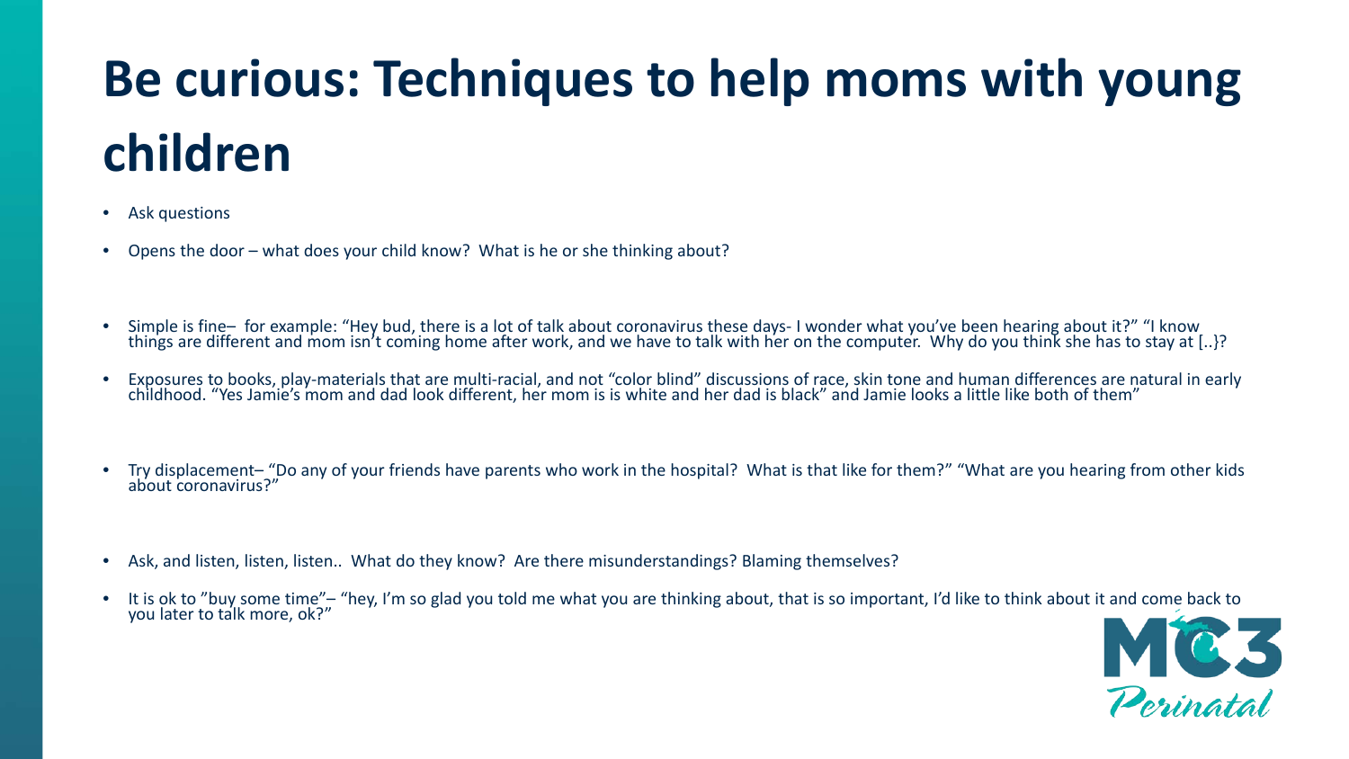# Be curious: Techniques to help moms with young children

- Ask questions
- Opens the door – what does your child know? What is he or she thinking about?
- Simple is fine– for example: "Hey bud, there is a lot of talk about coronavirus these days- I wonder what you've been hearing about it?" "I know things are different and mom isn't coming home after work, and we have to talk with her on the computer. Why do you think she has to stay at [..}?
- Exposures to books, play-materials that are multi-racial, and not "color blind" discussions of race, skin tone and human differences are natural in early childhood. "Yes Jamie's mom and dad look different, her mom is is white and her dad is black" and Jamie looks a little like both of them"
- Try displacement– "Do any of your friends have parents who work in the hospital? What is that like for them?" "What are you hearing from other kids about coronavirus?"
- Ask, and listen, listen, listen.. What do they know? Are there misunderstandings? Blaming themselves?
- It is ok to "buy some time"– "hey, I'm so glad you told me what you are thinking about, that is so important, I'd like to think about it and come back to you later to talk more, ok?"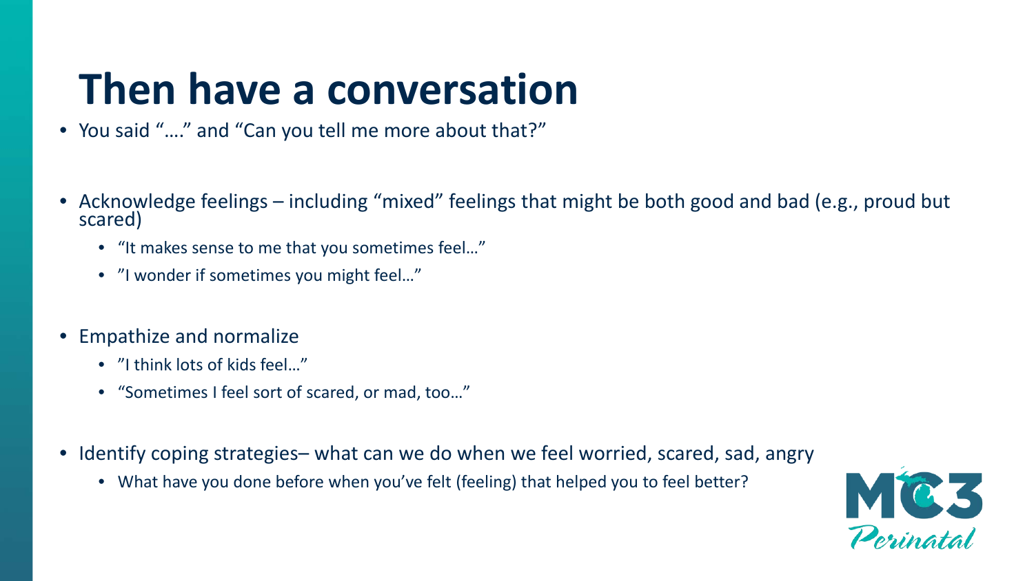# Then have a conversation

- You said "…." and "Can you tell me more about that?"

- Acknowledge feelings – including "mixed" feelings that might be both good and bad (e.g., proud but scared)
  - "It makes sense to me that you sometimes feel…"
  - "I wonder if sometimes you might feel…"

- Empathize and normalize
  - "I think lots of kids feel…"
  - "Sometimes I feel sort of scared, or mad, too…"

- Identify coping strategies– what can we do when we feel worried, scared, sad, angry
  - What have you done before when you've felt (feeling) that helped you to feel better?

MC3 Perinatal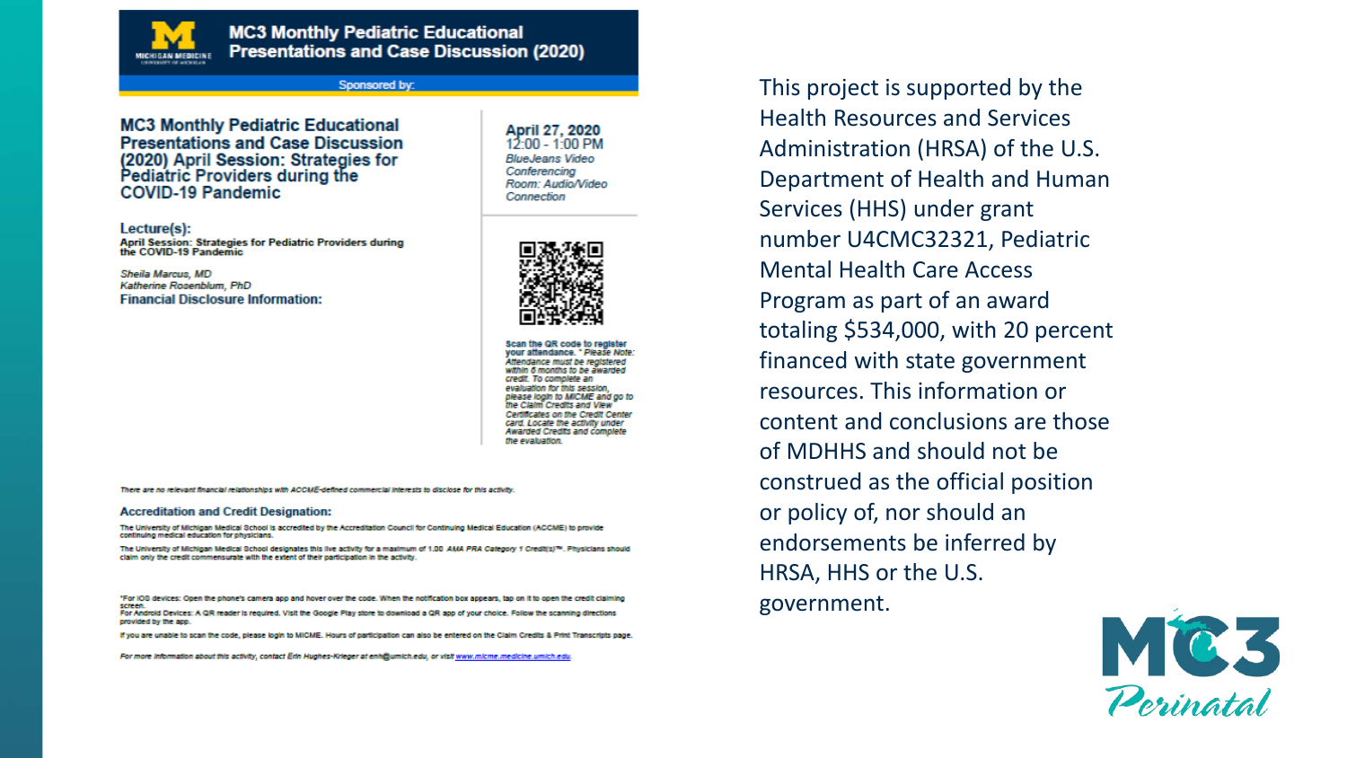# MC3 Monthly Pediatric Educational Presentations and Case Discussion (2020)

Sponsored by:

## MC3 Monthly Pediatric Educational Presentations and Case Discussion (2020) April Session: Strategies for Pediatric Providers during the COVID-19 Pandemic

**April 27, 2020**
12:00 - 1:00 PM
*BlueJeans Video Conferencing*
*Room: Audio/Video Connection*

**Lecture(s):**
**April Session: Strategies for Pediatric Providers during the COVID-19 Pandemic**

*Sheila Marcus, MD*
*Katherine Rosenblum, PhD*

**Financial Disclosure Information:**

**Scan the QR code to register your attendance.** * *Please Note: Attendance must be registered within 6 months to be awarded credit. To complete an evaluation for this session, please login to MICME and go to the Claim Credits and View Certificates on the Credit Center card. Locate the activity under Awarded Credits and complete the evaluation.*

*There are no relevant financial relationships with ACCME-defined commercial interests to disclose for this activity.*

**Accreditation and Credit Designation:**

The University of Michigan Medical School is accredited by the Accreditation Council for Continuing Medical Education (ACCME) to provide continuing medical education for physicians.

The University of Michigan Medical School designates this live activity for a maximum of 1.00 *AMA PRA Category 1 Credit(s)*™. Physicians should claim only the credit commensurate with the extent of their participation in the activity.

*For iOS devices: Open the phone's camera app and hover over the code. When the notification box appears, tap on it to open the credit claiming screen.
For Android Devices: A QR reader is required. Visit the Google Play store to download a QR app of your choice. Follow the scanning directions provided by the app.

If you are unable to scan the code, please login to MICME. Hours of participation can also be entered on the Claim Credits & Print Transcripts page.

*For more information about this activity, contact Erin Hughes-Krieger at erinh@umich.edu, or visit www.micme.medicine.umich.edu*

This project is supported by the Health Resources and Services Administration (HRSA) of the U.S. Department of Health and Human Services (HHS) under grant number U4CMC32321, Pediatric Mental Health Care Access Program as part of an award totaling $534,000, with 20 percent financed with state government resources. This information or content and conclusions are those of MDHHS and should not be construed as the official position or policy of, nor should an endorsements be inferred by HRSA, HHS or the U.S. government.

MC3 Perinatal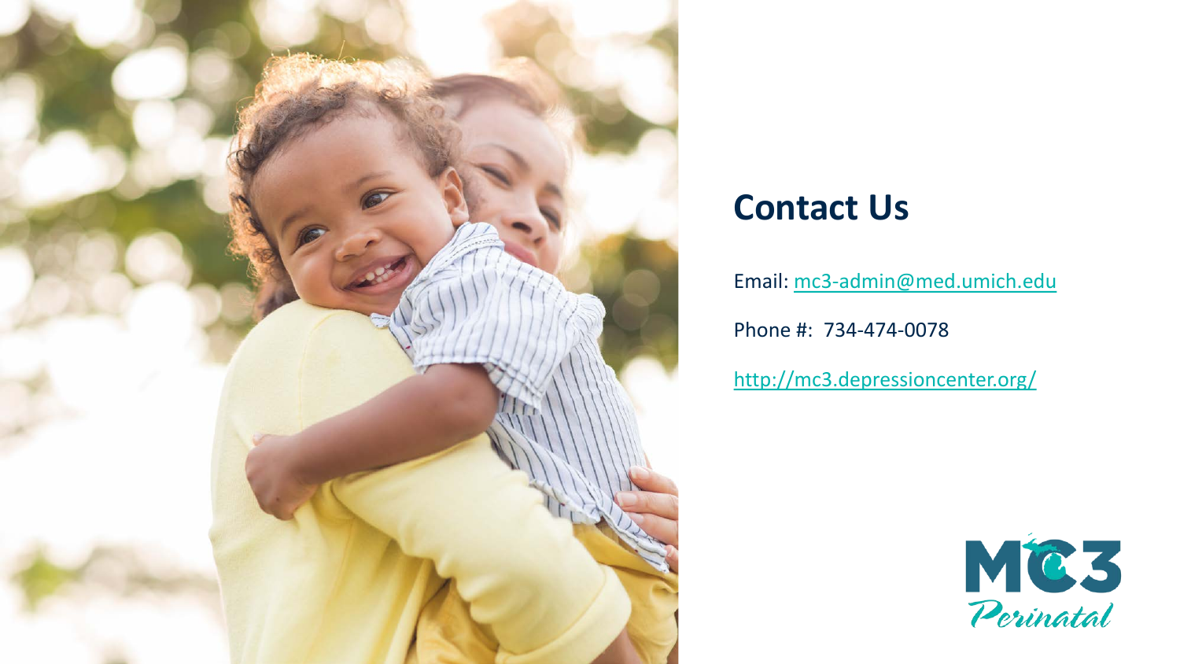## Contact Us

Email: mc3-admin@med.umich.edu

Phone #: 734-474-0078

http://mc3.depressioncenter.org/